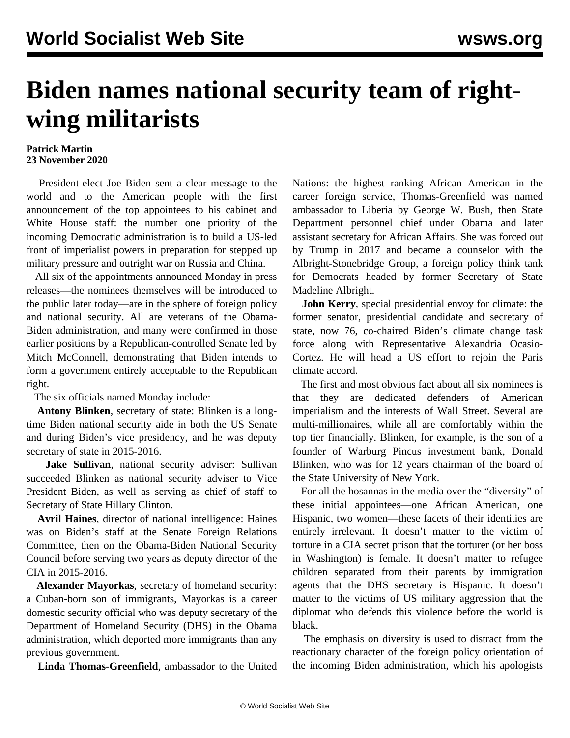# Biden names national security team of right-wing militarists

**Patrick Martin**
**23 November 2020**

President-elect Joe Biden sent a clear message to the world and to the American people with the first announcement of the top appointees to his cabinet and White House staff: the number one priority of the incoming Democratic administration is to build a US-led front of imperialist powers in preparation for stepped up military pressure and outright war on Russia and China.

All six of the appointments announced Monday in press releases—the nominees themselves will be introduced to the public later today—are in the sphere of foreign policy and national security. All are veterans of the Obama-Biden administration, and many were confirmed in those earlier positions by a Republican-controlled Senate led by Mitch McConnell, demonstrating that Biden intends to form a government entirely acceptable to the Republican right.

The six officials named Monday include:

**Antony Blinken**, secretary of state: Blinken is a long-time Biden national security aide in both the US Senate and during Biden's vice presidency, and he was deputy secretary of state in 2015-2016.

**Jake Sullivan**, national security adviser: Sullivan succeeded Blinken as national security adviser to Vice President Biden, as well as serving as chief of staff to Secretary of State Hillary Clinton.

**Avril Haines**, director of national intelligence: Haines was on Biden's staff at the Senate Foreign Relations Committee, then on the Obama-Biden National Security Council before serving two years as deputy director of the CIA in 2015-2016.

**Alexander Mayorkas**, secretary of homeland security: a Cuban-born son of immigrants, Mayorkas is a career domestic security official who was deputy secretary of the Department of Homeland Security (DHS) in the Obama administration, which deported more immigrants than any previous government.

**Linda Thomas-Greenfield**, ambassador to the United Nations: the highest ranking African American in the career foreign service, Thomas-Greenfield was named ambassador to Liberia by George W. Bush, then State Department personnel chief under Obama and later assistant secretary for African Affairs. She was forced out by Trump in 2017 and became a counselor with the Albright-Stonebridge Group, a foreign policy think tank for Democrats headed by former Secretary of State Madeline Albright.

**John Kerry**, special presidential envoy for climate: the former senator, presidential candidate and secretary of state, now 76, co-chaired Biden's climate change task force along with Representative Alexandria Ocasio-Cortez. He will head a US effort to rejoin the Paris climate accord.

The first and most obvious fact about all six nominees is that they are dedicated defenders of American imperialism and the interests of Wall Street. Several are multi-millionaires, while all are comfortably within the top tier financially. Blinken, for example, is the son of a founder of Warburg Pincus investment bank, Donald Blinken, who was for 12 years chairman of the board of the State University of New York.

For all the hosannas in the media over the "diversity" of these initial appointees—one African American, one Hispanic, two women—these facets of their identities are entirely irrelevant. It doesn't matter to the victim of torture in a CIA secret prison that the torturer (or her boss in Washington) is female. It doesn't matter to refugee children separated from their parents by immigration agents that the DHS secretary is Hispanic. It doesn't matter to the victims of US military aggression that the diplomat who defends this violence before the world is black.

The emphasis on diversity is used to distract from the reactionary character of the foreign policy orientation of the incoming Biden administration, which his apologists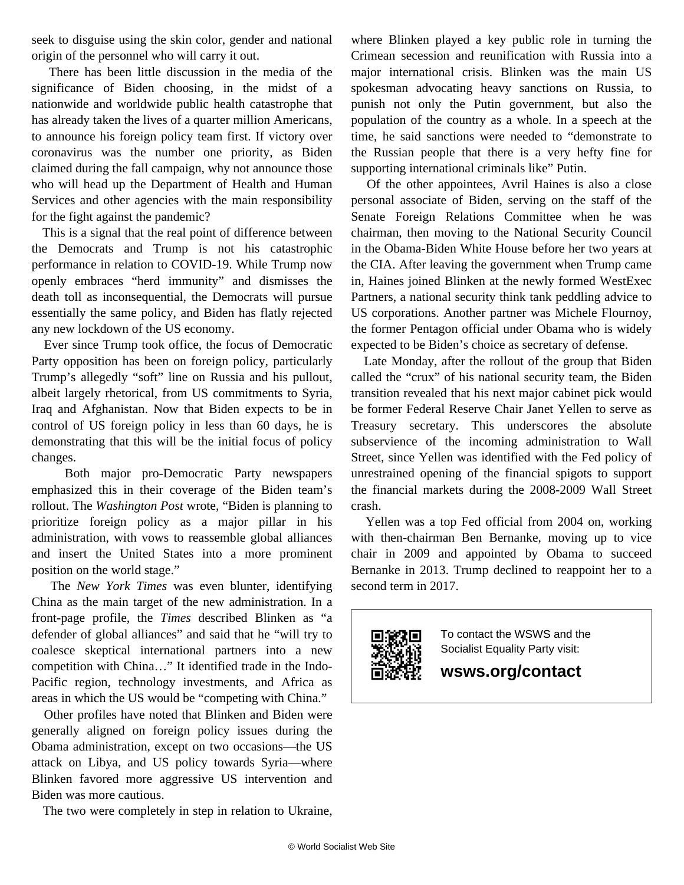seek to disguise using the skin color, gender and national origin of the personnel who will carry it out.

There has been little discussion in the media of the significance of Biden choosing, in the midst of a nationwide and worldwide public health catastrophe that has already taken the lives of a quarter million Americans, to announce his foreign policy team first. If victory over coronavirus was the number one priority, as Biden claimed during the fall campaign, why not announce those who will head up the Department of Health and Human Services and other agencies with the main responsibility for the fight against the pandemic?

This is a signal that the real point of difference between the Democrats and Trump is not his catastrophic performance in relation to COVID-19. While Trump now openly embraces "herd immunity" and dismisses the death toll as inconsequential, the Democrats will pursue essentially the same policy, and Biden has flatly rejected any new lockdown of the US economy.

Ever since Trump took office, the focus of Democratic Party opposition has been on foreign policy, particularly Trump's allegedly "soft" line on Russia and his pullout, albeit largely rhetorical, from US commitments to Syria, Iraq and Afghanistan. Now that Biden expects to be in control of US foreign policy in less than 60 days, he is demonstrating that this will be the initial focus of policy changes.

Both major pro-Democratic Party newspapers emphasized this in their coverage of the Biden team's rollout. The *Washington Post* wrote, "Biden is planning to prioritize foreign policy as a major pillar in his administration, with vows to reassemble global alliances and insert the United States into a more prominent position on the world stage."

The *New York Times* was even blunter, identifying China as the main target of the new administration. In a front-page profile, the *Times* described Blinken as "a defender of global alliances" and said that he "will try to coalesce skeptical international partners into a new competition with China…" It identified trade in the Indo-Pacific region, technology investments, and Africa as areas in which the US would be "competing with China."

Other profiles have noted that Blinken and Biden were generally aligned on foreign policy issues during the Obama administration, except on two occasions—the US attack on Libya, and US policy towards Syria—where Blinken favored more aggressive US intervention and Biden was more cautious.

The two were completely in step in relation to Ukraine, where Blinken played a key public role in turning the Crimean secession and reunification with Russia into a major international crisis. Blinken was the main US spokesman advocating heavy sanctions on Russia, to punish not only the Putin government, but also the population of the country as a whole. In a speech at the time, he said sanctions were needed to "demonstrate to the Russian people that there is a very hefty fine for supporting international criminals like" Putin.

Of the other appointees, Avril Haines is also a close personal associate of Biden, serving on the staff of the Senate Foreign Relations Committee when he was chairman, then moving to the National Security Council in the Obama-Biden White House before her two years at the CIA. After leaving the government when Trump came in, Haines joined Blinken at the newly formed WestExec Partners, a national security think tank peddling advice to US corporations. Another partner was Michele Flournoy, the former Pentagon official under Obama who is widely expected to be Biden's choice as secretary of defense.

Late Monday, after the rollout of the group that Biden called the "crux" of his national security team, the Biden transition revealed that his next major cabinet pick would be former Federal Reserve Chair Janet Yellen to serve as Treasury secretary. This underscores the absolute subservience of the incoming administration to Wall Street, since Yellen was identified with the Fed policy of unrestrained opening of the financial spigots to support the financial markets during the 2008-2009 Wall Street crash.

Yellen was a top Fed official from 2004 on, working with then-chairman Ben Bernanke, moving up to vice chair in 2009 and appointed by Obama to succeed Bernanke in 2013. Trump declined to reappoint her to a second term in 2017.

To contact the WSWS and the Socialist Equality Party visit:

**wsws.org/contact**